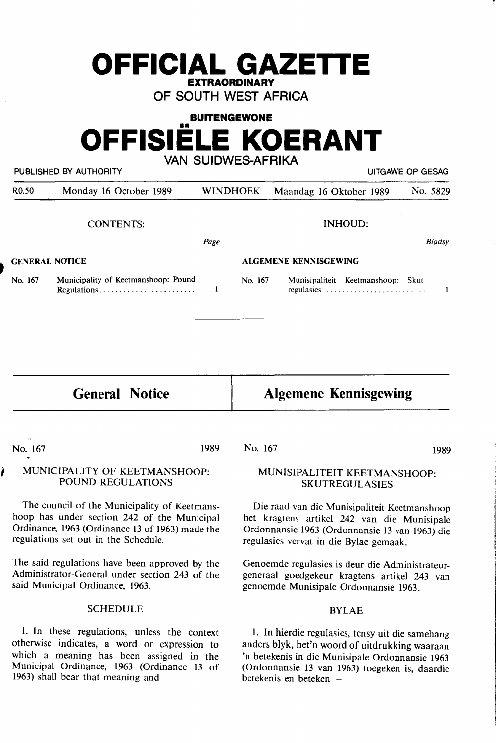# OFFICIAL GAZETTE

**EXTRAORDINARY**

**OF SOUTH WEST AFRICA**

**BUITENGEWONE**

# OFFISIËLE KOERANT

**VAN SUIDWES-AFRIKA**

PUBLISHED BY AUTHORITY — UITGAWE OP GESAG

R0.50 — Monday 16 October 1989 — WINDHOEK — Maandag 16 Oktober 1989 — No. 5829

CONTENTS:

| | | Page |
|---|---|---|
| **GENERAL NOTICE** | | |
| No. 167 | Municipality of Keetmanshoop: Pound Regulations | 1 |

INHOUD:

| | | Bladsy |
|---|---|---|
| **ALGEMENE KENNISGEWING** | | |
| No. 167 | Munisipaliteit Keetmanshoop: Skutregulasies | 1 |

## General Notice

No. 167 — 1989

### MUNICIPALITY OF KEETMANSHOOP: POUND REGULATIONS

The council of the Municipality of Keetmanshoop has under section 242 of the Municipal Ordinance, 1963 (Ordinance 13 of 1963) made the regulations set out in the Schedule.

The said regulations have been approved by the Administrator-General under section 243 of the said Municipal Ordinance, 1963.

#### SCHEDULE

1. In these regulations, unless the context otherwise indicates, a word or expression to which a meaning has been assigned in the Municipal Ordinance, 1963 (Ordinance 13 of 1963) shall bear that meaning and –

## Algemene Kennisgewing

No. 167 — 1989

### MUNISIPALITEIT KEETMANSHOOP: SKUTREGULASIES

Die raad van die Munisipaliteit Keetmanshoop het kragtens artikel 242 van die Munisipale Ordonnansie 1963 (Ordonnansie 13 van 1963) die regulasies vervat in die Bylae gemaak.

Genoemde regulasies is deur die Administrateur-generaal goedgekeur kragtens artikel 243 van genoemde Munisipale Ordonnansie 1963.

#### BYLAE

1. In hierdie regulasies, tensy uit die samehang anders blyk, het'n woord of uitdrukking waaraan 'n betekenis in die Munisipale Ordonnansie 1963 (Ordonnansie 13 van 1963) toegeken is, daardie betekenis en beteken –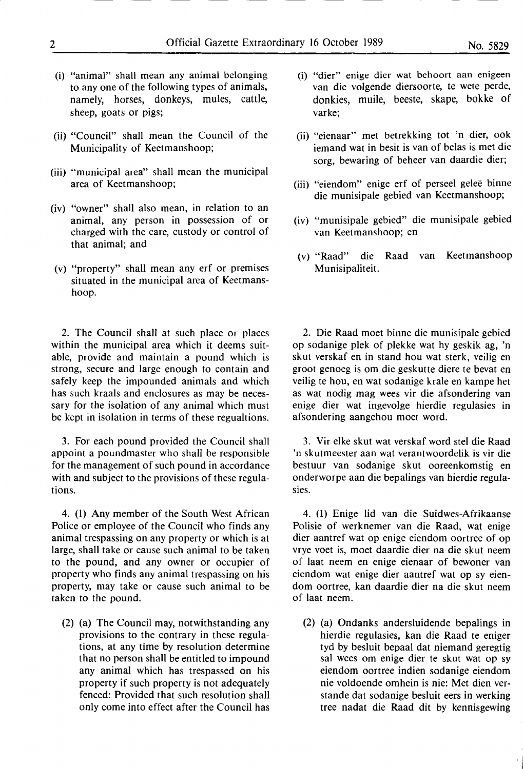(i) "animal" shall mean any animal belonging to any one of the following types of animals, namely, horses, donkeys, mules, cattle, sheep, goats or pigs;

(ii) "Council" shall mean the Council of the Municipality of Keetmanshoop;

(iii) "municipal area" shall mean the municipal area of Keetmanshoop;

(iv) "owner" shall also mean, in relation to an animal, any person in possession of or charged with the care, custody or control of that animal; and

(v) "property" shall mean any erf or premises situated in the municipal area of Keetmanshoop.

2. The Council shall at such place or places within the municipal area which it deems suitable, provide and maintain a pound which is strong, secure and large enough to contain and safely keep the impounded animals and which has such kraals and enclosures as may be necessary for the isolation of any animal which must be kept in isolation in terms of these regualtions.

3. For each pound provided the Council shall appoint a poundmaster who shall be responsible for the management of such pound in accordance with and subject to the provisions of these regulations.

4. (1) Any member of the South West African Police or employee of the Council who finds any animal trespassing on any property or which is at large, shall take or cause such animal to be taken to the pound, and any owner or occupier of property who finds any animal trespassing on his property, may take or cause such animal to be taken to the pound.

(2) (a) The Council may, notwithstanding any provisions to the contrary in these regulations, at any time by resolution determine that no person shall be entitled to impound any animal which has trespassed on his property if such property is not adequately fenced: Provided that such resolution shall only come into effect after the Council has

(i) "dier" enige dier wat behoort aan enigeen van die volgende diersoorte, te wete perde, donkies, muile, beeste, skape, bokke of varke;

(ii) "eienaar" met betrekking tot 'n dier, ook iemand wat in besit is van of belas is met die sorg, bewaring of beheer van daardie dier;

(iii) "eiendom" enige erf of perseel geleë binne die munisipale gebied van Keetmanshoop;

(iv) "munisipale gebied" die munisipale gebied van Keetmanshoop; en

(v) "Raad" die Raad van Keetmanshoop Munisipaliteit.

2. Die Raad moet binne die munisipale gebied op sodanige plek of plekke wat hy geskik ag, 'n skut verskaf en in stand hou wat sterk, veilig en groot genoeg is om die geskutte diere te bevat en veilig te hou, en wat sodanige krale en kampe het as wat nodig mag wees vir die afsondering van enige dier wat ingevolge hierdie regulasies in afsondering aangehou moet word.

3. Vir elke skut wat verskaf word stel die Raad 'n skutmeester aan wat verantwoordelik is vir die bestuur van sodanige skut ooreenkomstig en onderworpe aan die bepalings van hierdie regulasies.

4. (1) Enige lid van die Suidwes-Afrikaanse Polisie of werknemer van die Raad, wat enige dier aantref wat op enige eiendom oortree of op vrye voet is, moet daardie dier na die skut neem of laat neem en enige eienaar of bewoner van eiendom wat enige dier aantref wat op sy eiendom oortree, kan daardie dier na die skut neem of laat neem.

(2) (a) Ondanks andersluidende bepalings in hierdie regulasies, kan die Raad te eniger tyd by besluit bepaal dat niemand geregtig sal wees om enige dier te skut wat op sy eiendom oortree indien sodanige eiendom nie voldoende omhein is nie: Met dien verstande dat sodanige besluit eers in werking tree nadat die Raad dit by kennisgewing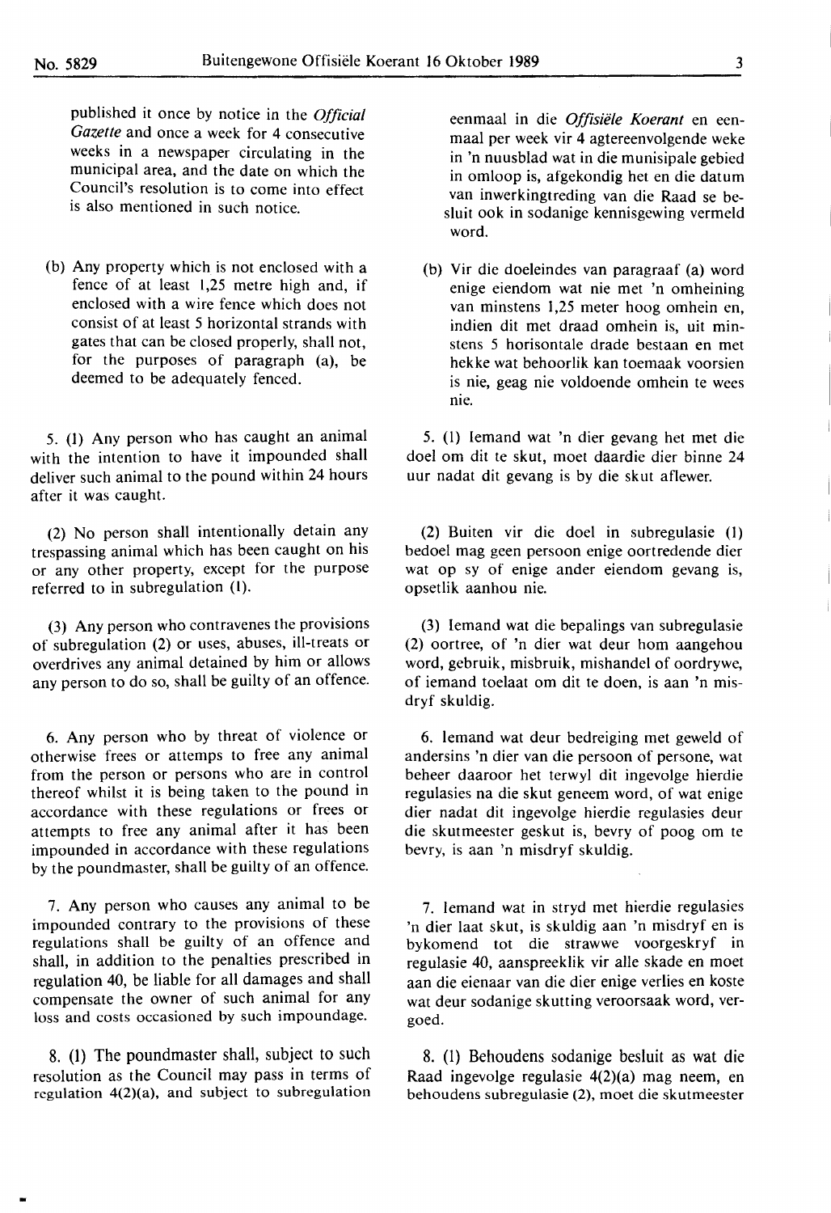published it once by notice in the *Official Gazette* and once a week for 4 consecutive weeks in a newspaper circulating in the municipal area, and the date on which the Council's resolution is to come into effect is also mentioned in such notice.

(b) Any property which is not enclosed with a fence of at least 1,25 metre high and, if enclosed with a wire fence which does not consist of at least 5 horizontal strands with gates that can be closed properly, shall not, for the purposes of paragraph (a), be deemed to be adequately fenced.

5. (1) Any person who has caught an animal with the intention to have it impounded shall deliver such animal to the pound within 24 hours after it was caught.

(2) No person shall intentionally detain any trespassing animal which has been caught on his or any other property, except for the purpose referred to in subregulation (1).

(3) Any person who contravenes the provisions of subregulation (2) or uses, abuses, ill-treats or overdrives any animal detained by him or allows any person to do so, shall be guilty of an offence.

6. Any person who by threat of violence or otherwise frees or attemps to free any animal from the person or persons who are in control thereof whilst it is being taken to the pound in accordance with these regulations or frees or attempts to free any animal after it has been impounded in accordance with these regulations by the poundmaster, shall be guilty of an offence.

7. Any person who causes any animal to be impounded contrary to the provisions of these regulations shall be guilty of an offence and shall, in addition to the penalties prescribed in regulation 40, be liable for all damages and shall compensate the owner of such animal for any loss and costs occasioned by such impoundage.

8. (1) The poundmaster shall, subject to such resolution as the Council may pass in terms of regulation 4(2)(a), and subject to subregulation

eenmaal in die *Offisiële Koerant* en eenmaal per week vir 4 agtereenvolgende weke in 'n nuusblad wat in die munisipale gebied in omloop is, afgekondig het en die datum van inwerkingtreding van die Raad se besluit ook in sodanige kennisgewing vermeld word.

(b) Vir die doeleindes van paragraaf (a) word enige eiendom wat nie met 'n omheining van minstens 1,25 meter hoog omhein en, indien dit met draad omhein is, uit minstens 5 horisontale drade bestaan en met hekke wat behoorlik kan toemaak voorsien is nie, geag nie voldoende omhein te wees nie.

5. (1) Iemand wat 'n dier gevang het met die doel om dit te skut, moet daardie dier binne 24 uur nadat dit gevang is by die skut aflewer.

(2) Buiten vir die doel in subregulasie (1) bedoel mag geen persoon enige oortredende dier wat op sy of enige ander eiendom gevang is, opsetlik aanhou nie.

(3) Iemand wat die bepalings van subregulasie (2) oortree, of 'n dier wat deur hom aangehou word, gebruik, misbruik, mishandel of oordrywe, of iemand toelaat om dit te doen, is aan 'n misdryf skuldig.

6. Iemand wat deur bedreiging met geweld of andersins 'n dier van die persoon of persone, wat beheer daaroor het terwyl dit ingevolge hierdie regulasies na die skut geneem word, of wat enige dier nadat dit ingevolge hierdie regulasies deur die skutmeester geskut is, bevry of poog om te bevry, is aan 'n misdryf skuldig.

7. Iemand wat in stryd met hierdie regulasies 'n dier laat skut, is skuldig aan 'n misdryf en is bykomend tot die strawwe voorgeskryf in regulasie 40, aanspreeklik vir alle skade en moet aan die eienaar van die dier enige verlies en koste wat deur sodanige skutting veroorsaak word, vergoed.

8. (1) Behoudens sodanige besluit as wat die Raad ingevolge regulasie 4(2)(a) mag neem, en behoudens subregulasie (2), moet die skutmeester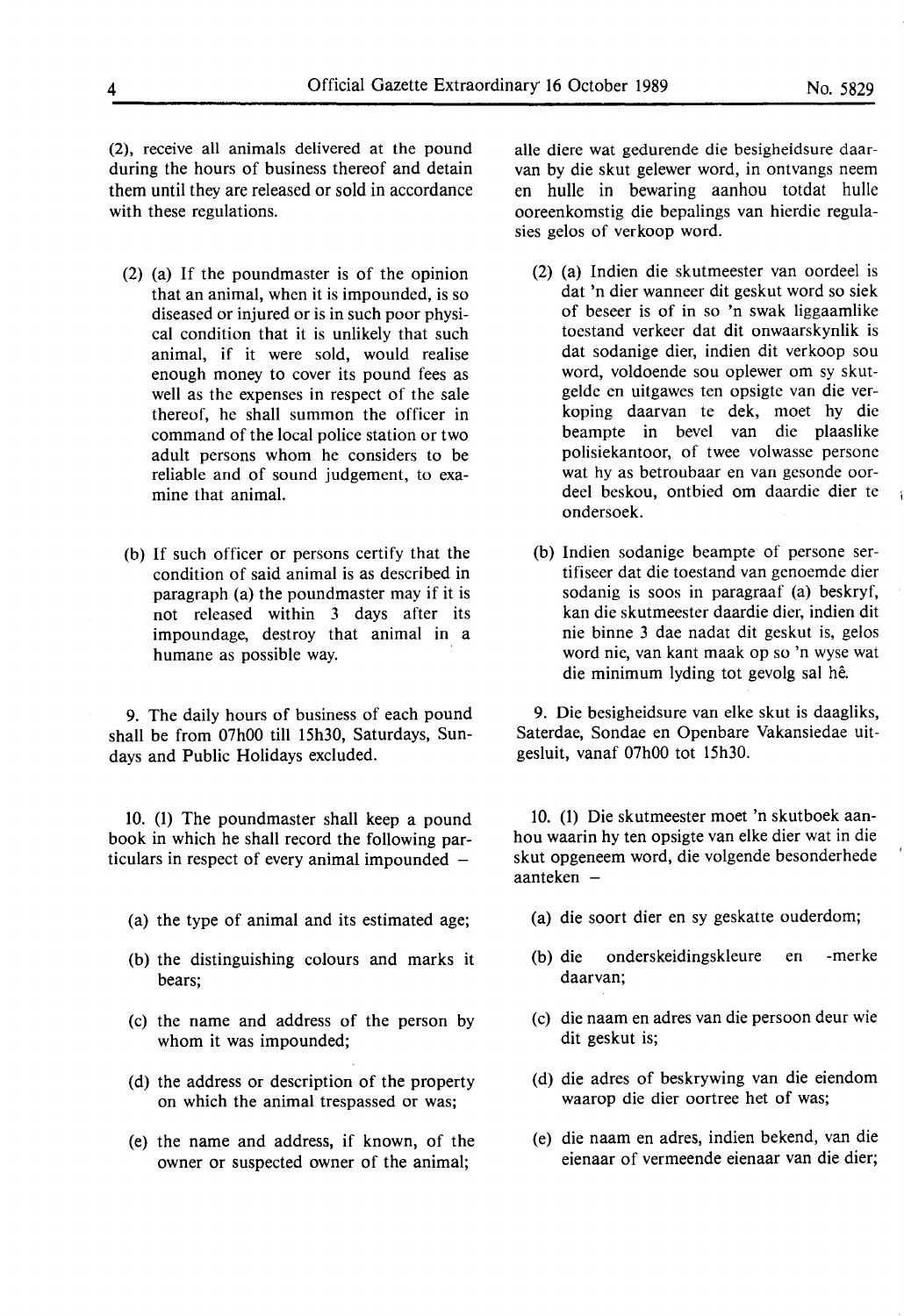(2), receive all animals delivered at the pound during the hours of business thereof and detain them until they are released or sold in accordance with these regulations.

(2) (a) If the poundmaster is of the opinion that an animal, when it is impounded, is so diseased or injured or is in such poor physical condition that it is unlikely that such animal, if it were sold, would realise enough money to cover its pound fees as well as the expenses in respect of the sale thereof, he shall summon the officer in command of the local police station or two adult persons whom he considers to be reliable and of sound judgement, to examine that animal.

(b) If such officer or persons certify that the condition of said animal is as described in paragraph (a) the poundmaster may if it is not released within 3 days after its impoundage, destroy that animal in a humane as possible way.

9. The daily hours of business of each pound shall be from 07h00 till 15h30, Saturdays, Sundays and Public Holidays excluded.

10. (1) The poundmaster shall keep a pound book in which he shall record the following particulars in respect of every animal impounded –

(a) the type of animal and its estimated age;

(b) the distinguishing colours and marks it bears;

(c) the name and address of the person by whom it was impounded;

(d) the address or description of the property on which the animal trespassed or was;

(e) the name and address, if known, of the owner or suspected owner of the animal;

alle diere wat gedurende die besigheidsure daarvan by die skut gelewer word, in ontvangs neem en hulle in bewaring aanhou totdat hulle ooreenkomstig die bepalings van hierdie regulasies gelos of verkoop word.

(2) (a) Indien die skutmeester van oordeel is dat 'n dier wanneer dit geskut word so siek of beseer is of in so 'n swak liggaamlike toestand verkeer dat dit onwaarskynlik is dat sodanige dier, indien dit verkoop sou word, voldoende sou oplewer om sy skutgelde en uitgawes ten opsigte van die verkoping daarvan te dek, moet hy die beampte in bevel van die plaaslike polisiekantoor, of twee volwasse persone wat hy as betroubaar en van gesonde oordeel beskou, ontbied om daardie dier te ondersoek.

(b) Indien sodanige beampte of persone sertifiseer dat die toestand van genoemde dier sodanig is soos in paragraaf (a) beskryf, kan die skutmeester daardie dier, indien dit nie binne 3 dae nadat dit geskut is, gelos word nie, van kant maak op so 'n wyse wat die minimum lyding tot gevolg sal hê.

9. Die besigheidsure van elke skut is daagliks, Saterdae, Sondae en Openbare Vakansiedae uitgesluit, vanaf 07h00 tot 15h30.

10. (1) Die skutmeester moet 'n skutboek aanhou waarin hy ten opsigte van elke dier wat in die skut opgeneem word, die volgende besonderhede aanteken –

(a) die soort dier en sy geskatte ouderdom;

(b) die onderskeidingskleure en -merke daarvan;

(c) die naam en adres van die persoon deur wie dit geskut is;

(d) die adres of beskrywing van die eiendom waarop die dier oortree het of was;

(e) die naam en adres, indien bekend, van die eienaar of vermeende eienaar van die dier;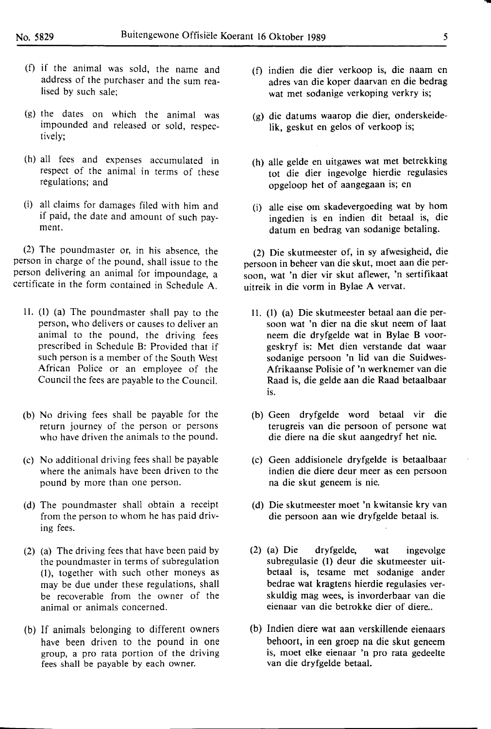(f) if the animal was sold, the name and address of the purchaser and the sum realised by such sale;

(g) the dates on which the animal was impounded and released or sold, respectively;

(h) all fees and expenses accumulated in respect of the animal in terms of these regulations; and

(i) all claims for damages filed with him and if paid, the date and amount of such payment.

(2) The poundmaster or, in his absence, the person in charge of the pound, shall issue to the person delivering an animal for impoundage, a certificate in the form contained in Schedule A.

11. (1) (a) The poundmaster shall pay to the person, who delivers or causes to deliver an animal to the pound, the driving fees prescribed in Schedule B: Provided that if such person is a member of the South West African Police or an employee of the Council the fees are payable to the Council.

(b) No driving fees shall be payable for the return journey of the person or persons who have driven the animals to the pound.

(c) No additional driving fees shall be payable where the animals have been driven to the pound by more than one person.

(d) The poundmaster shall obtain a receipt from the person to whom he has paid driving fees.

(2) (a) The driving fees that have been paid by the poundmaster in terms of subregulation (1), together with such other moneys as may be due under these regulations, shall be recoverable from the owner of the animal or animals concerned.

(b) If animals belonging to different owners have been driven to the pound in one group, a pro rata portion of the driving fees shall be payable by each owner.

(f) indien die dier verkoop is, die naam en adres van die koper daarvan en die bedrag wat met sodanige verkoping verkry is;

(g) die datums waarop die dier, onderskeidelik, geskut en gelos of verkoop is;

(h) alle gelde en uitgawes wat met betrekking tot die dier ingevolge hierdie regulasies opgeloop het of aangegaan is; en

(i) alle eise om skadevergoeding wat by hom ingedien is en indien dit betaal is, die datum en bedrag van sodanige betaling.

(2) Die skutmeester of, in sy afwesigheid, die persoon in beheer van die skut, moet aan die persoon, wat 'n dier vir skut aflewer, 'n sertifikaat uitreik in die vorm in Bylae A vervat.

11. (1) (a) Die skutmeester betaal aan die persoon wat 'n dier na die skut neem of laat neem die dryfgelde wat in Bylae B voorgeskryf is: Met dien verstande dat waar sodanige persoon 'n lid van die Suidwes-Afrikaanse Polisie of 'n werknemer van die Raad is, die gelde aan die Raad betaalbaar is.

(b) Geen dryfgelde word betaal vir die terugreis van die persoon of persone wat die diere na die skut aangedryf het nie.

(c) Geen addisionele dryfgelde is betaalbaar indien die diere deur meer as een persoon na die skut geneem is nie.

(d) Die skutmeester moet 'n kwitansie kry van die persoon aan wie dryfgelde betaal is.

(2) (a) Die dryfgelde, wat ingevolge subregulasie (1) deur die skutmeester uitbetaal is, tesame met sodanige ander bedrae wat kragtens hierdie regulasies verskuldig mag wees, is invorderbaar van die eienaar van die betrokke dier of diere..

(b) Indien diere wat aan verskillende eienaars behoort, in een groep na die skut geneem is, moet elke eienaar 'n pro rata gedeelte van die dryfgelde betaal.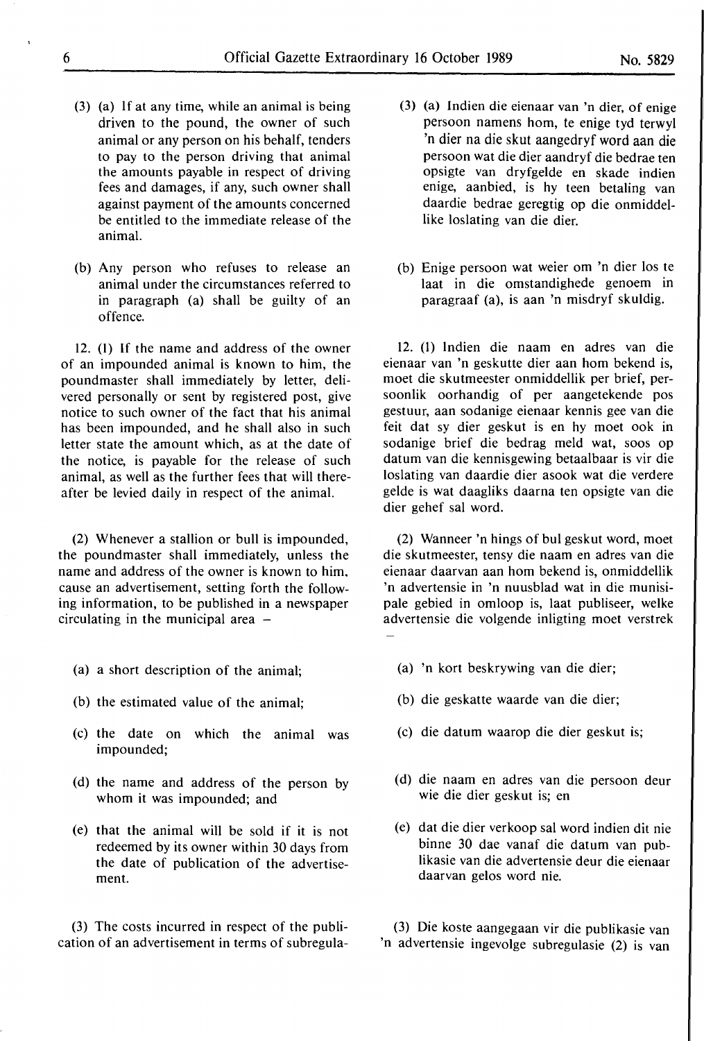(3) (a) If at any time, while an animal is being driven to the pound, the owner of such animal or any person on his behalf, tenders to pay to the person driving that animal the amounts payable in respect of driving fees and damages, if any, such owner shall against payment of the amounts concerned be entitled to the immediate release of the animal.

(b) Any person who refuses to release an animal under the circumstances referred to in paragraph (a) shall be guilty of an offence.

12. (1) If the name and address of the owner of an impounded animal is known to him, the poundmaster shall immediately by letter, delivered personally or sent by registered post, give notice to such owner of the fact that his animal has been impounded, and he shall also in such letter state the amount which, as at the date of the notice, is payable for the release of such animal, as well as the further fees that will thereafter be levied daily in respect of the animal.

(2) Whenever a stallion or bull is impounded, the poundmaster shall immediately, unless the name and address of the owner is known to him, cause an advertisement, setting forth the following information, to be published in a newspaper circulating in the municipal area –

(a) a short description of the animal;

(b) the estimated value of the animal;

(c) the date on which the animal was impounded;

(d) the name and address of the person by whom it was impounded; and

(e) that the animal will be sold if it is not redeemed by its owner within 30 days from the date of publication of the advertisement.

(3) The costs incurred in respect of the publication of an advertisement in terms of subregula-

(3) (a) Indien die eienaar van 'n dier, of enige persoon namens hom, te enige tyd terwyl 'n dier na die skut aangedryf word aan die persoon wat die dier aandryf die bedrae ten opsigte van dryfgelde en skade indien enige, aanbied, is hy teen betaling van daardie bedrae geregtig op die onmiddellike loslating van die dier.

(b) Enige persoon wat weier om 'n dier los te laat in die omstandighede genoem in paragraaf (a), is aan 'n misdryf skuldig.

12. (1) Indien die naam en adres van die eienaar van 'n geskutte dier aan hom bekend is, moet die skutmeester onmiddellik per brief, persoonlik oorhandig of per aangetekende pos gestuur, aan sodanige eienaar kennis gee van die feit dat sy dier geskut is en hy moet ook in sodanige brief die bedrag meld wat, soos op datum van die kennisgewing betaalbaar is vir die loslating van daardie dier asook wat die verdere gelde is wat daagliks daarna ten opsigte van die dier gehef sal word.

(2) Wanneer 'n hings of bul geskut word, moet die skutmeester, tensy die naam en adres van die eienaar daarvan aan hom bekend is, onmiddellik 'n advertensie in 'n nuusblad wat in die munisipale gebied in omloop is, laat publiseer, welke advertensie die volgende inligting moet verstrek –

(a) 'n kort beskrywing van die dier;

(b) die geskatte waarde van die dier;

(c) die datum waarop die dier geskut is;

(d) die naam en adres van die persoon deur wie die dier geskut is; en

(e) dat die dier verkoop sal word indien dit nie binne 30 dae vanaf die datum van publikasie van die advertensie deur die eienaar daarvan gelos word nie.

(3) Die koste aangegaan vir die publikasie van 'n advertensie ingevolge subregulasie (2) is van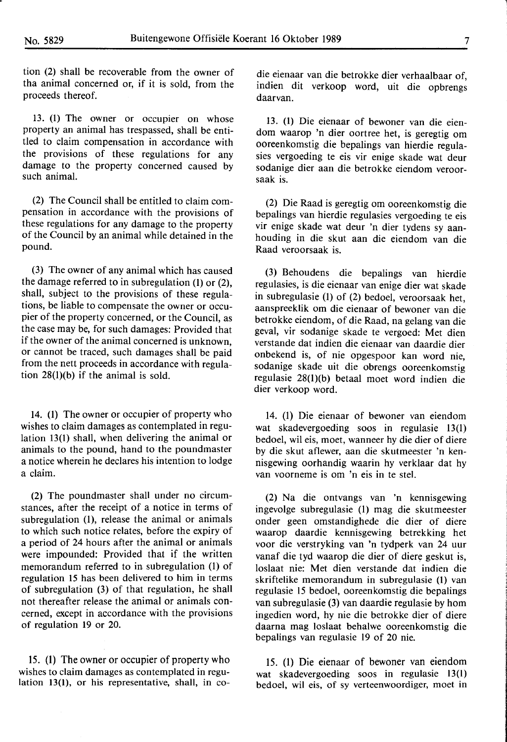tion (2) shall be recoverable from the owner of tha animal concerned or, if it is sold, from the proceeds thereof.

13. (1) The owner or occupier on whose property an animal has trespassed, shall be entitled to claim compensation in accordance with the provisions of these regulations for any damage to the property concerned caused by such animal.

(2) The Council shall be entitled to claim compensation in accordance with the provisions of these regulations for any damage to the property of the Council by an animal while detained in the pound.

(3) The owner of any animal which has caused the damage referred to in subregulation (1) or (2), shall, subject to the provisions of these regulations, be liable to compensate the owner or occupier of the property concerned, or the Council, as the case may be, for such damages: Provided that if the owner of the animal concerned is unknown, or cannot be traced, such damages shall be paid from the nett proceeds in accordance with regulation 28(1)(b) if the animal is sold.

14. (1) The owner or occupier of property who wishes to claim damages as contemplated in regulation 13(1) shall, when delivering the animal or animals to the pound, hand to the poundmaster a notice wherein he declares his intention to lodge a claim.

(2) The poundmaster shall under no circumstances, after the receipt of a notice in terms of subregulation (1), release the animal or animals to which such notice relates, before the expiry of a period of 24 hours after the animal or animals were impounded: Provided that if the written memorandum referred to in subregulation (1) of regulation 15 has been delivered to him in terms of subregulation (3) of that regulation, he shall not thereafter release the animal or animals concerned, except in accordance with the provisions of regulation 19 or 20.

15. (1) The owner or occupier of property who wishes to claim damages as contemplated in regulation 13(1), or his representative, shall, in co-

die eienaar van die betrokke dier verhaalbaar of, indien dit verkoop word, uit die opbrengs daarvan.

13. (1) Die eienaar of bewoner van die eiendom waarop 'n dier oortree het, is geregtig om ooreenkomstig die bepalings van hierdie regulasies vergoeding te eis vir enige skade wat deur sodanige dier aan die betrokke eiendom veroorsaak is.

(2) Die Raad is geregtig om ooreenkomstig die bepalings van hierdie regulasies vergoeding te eis vir enige skade wat deur 'n dier tydens sy aanhouding in die skut aan die eiendom van die Raad veroorsaak is.

(3) Behoudens die bepalings van hierdie regulasies, is die eienaar van enige dier wat skade in subregulasie (1) of (2) bedoel, veroorsaak het, aanspreeklik om die eienaar of bewoner van die betrokke eiendom, of die Raad, na gelang van die geval, vir sodanige skade te vergoed: Met dien verstande dat indien die eienaar van daardie dier onbekend is, of nie opgespoor kan word nie, sodanige skade uit die obrengs ooreenkomstig regulasie 28(1)(b) betaal moet word indien die dier verkoop word.

14. (1) Die eienaar of bewoner van eiendom wat skadevergoeding soos in regulasie 13(1) bedoel, wil eis, moet, wanneer hy die dier of diere by die skut aflewer, aan die skutmeester 'n kennisgewing oorhandig waarin hy verklaar dat hy van voorneme is om 'n eis in te stel.

(2) Na die ontvangs van 'n kennisgewing ingevolge subregulasie (1) mag die skutmeester onder geen omstandighede die dier of diere waarop daardie kennisgewing betrekking het voor die verstryking van 'n tydperk van 24 uur vanaf die tyd waarop die dier of diere geskut is, loslaat nie: Met dien verstande dat indien die skriftelike memorandum in subregulasie (1) van regulasie 15 bedoel, ooreenkomstig die bepalings van subregulasie (3) van daardie regulasie by hom ingedien word, hy nie die betrokke dier of diere daarna mag loslaat behalwe ooreenkomstig die bepalings van regulasie 19 of 20 nie.

15. (1) Die eienaar of bewoner van eiendom wat skadevergoeding soos in regulasie 13(1) bedoel, wil eis, of sy verteenwoordiger, moet in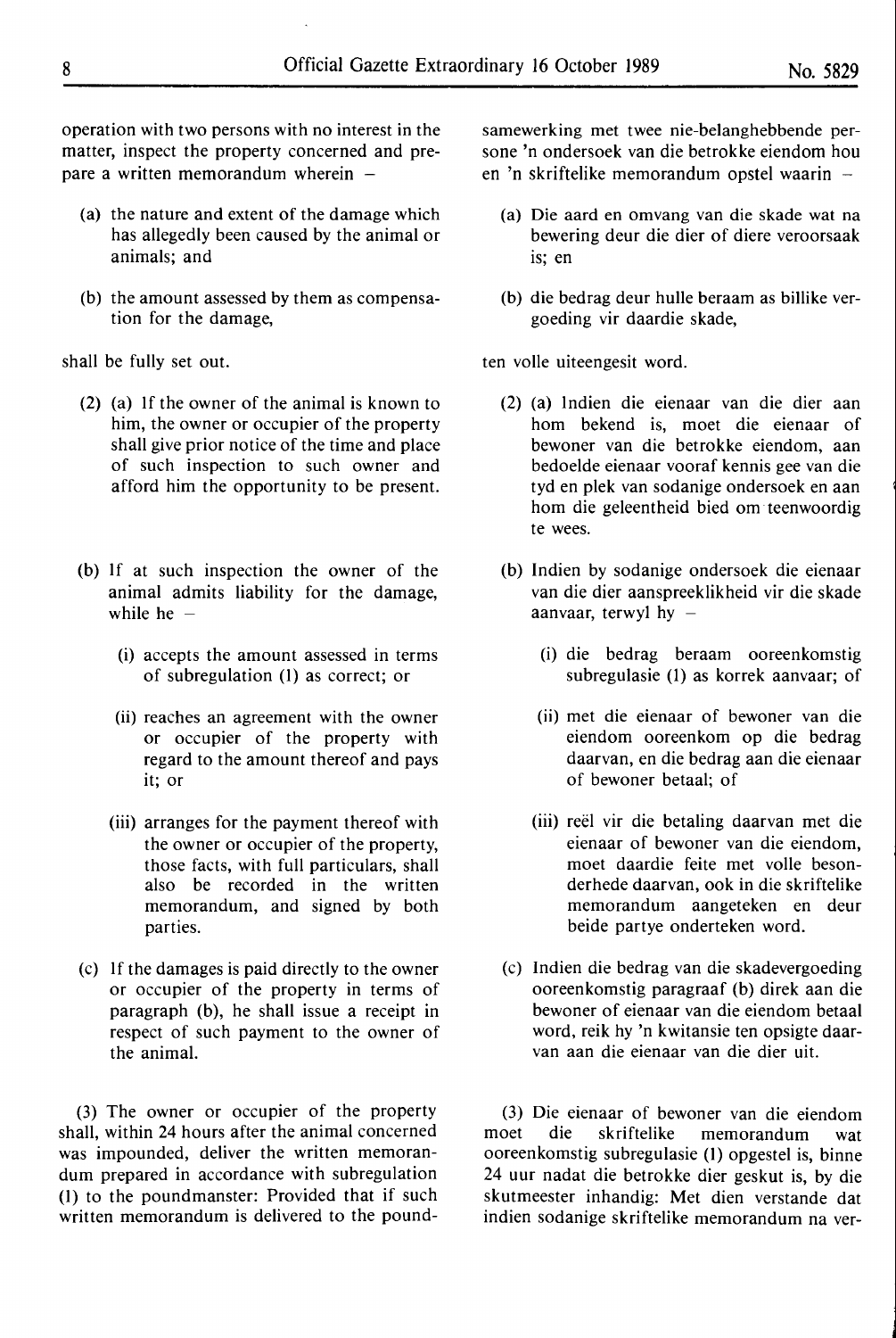operation with two persons with no interest in the matter, inspect the property concerned and prepare a written memorandum wherein –

(a) the nature and extent of the damage which has allegedly been caused by the animal or animals; and

(b) the amount assessed by them as compensation for the damage,

shall be fully set out.

(2) (a) If the owner of the animal is known to him, the owner or occupier of the property shall give prior notice of the time and place of such inspection to such owner and afford him the opportunity to be present.

(b) If at such inspection the owner of the animal admits liability for the damage, while he –

(i) accepts the amount assessed in terms of subregulation (1) as correct; or

(ii) reaches an agreement with the owner or occupier of the property with regard to the amount thereof and pays it; or

(iii) arranges for the payment thereof with the owner or occupier of the property, those facts, with full particulars, shall also be recorded in the written memorandum, and signed by both parties.

(c) If the damages is paid directly to the owner or occupier of the property in terms of paragraph (b), he shall issue a receipt in respect of such payment to the owner of the animal.

(3) The owner or occupier of the property shall, within 24 hours after the animal concerned was impounded, deliver the written memorandum prepared in accordance with subregulation (1) to the poundmaster: Provided that if such written memorandum is delivered to the pound-

samewerking met twee nie-belanghebbende persone 'n ondersoek van die betrokke eiendom hou en 'n skriftelike memorandum opstel waarin –

(a) Die aard en omvang van die skade wat na bewering deur die dier of diere veroorsaak is; en

(b) die bedrag deur hulle beraam as billike vergoeding vir daardie skade,

ten volle uiteengesit word.

(2) (a) Indien die eienaar van die dier aan hom bekend is, moet die eienaar of bewoner van die betrokke eiendom, aan bedoelde eienaar vooraf kennis gee van die tyd en plek van sodanige ondersoek en aan hom die geleentheid bied om teenwoordig te wees.

(b) Indien by sodanige ondersoek die eienaar van die dier aanspreeklikheid vir die skade aanvaar, terwyl hy –

(i) die bedrag beraam ooreenkomstig subregulasie (1) as korrek aanvaar; of

(ii) met die eienaar of bewoner van die eiendom ooreenkom op die bedrag daarvan, en die bedrag aan die eienaar of bewoner betaal; of

(iii) reël vir die betaling daarvan met die eienaar of bewoner van die eiendom, moet daardie feite met volle besonderhede daarvan, ook in die skriftelike memorandum aangeteken en deur beide partye onderteken word.

(c) Indien die bedrag van die skadevergoeding ooreenkomstig paragraaf (b) direk aan die bewoner of eienaar van die eiendom betaal word, reik hy 'n kwitansie ten opsigte daarvan aan die eienaar van die dier uit.

(3) Die eienaar of bewoner van die eiendom moet die skriftelike memorandum wat ooreenkomstig subregulasie (1) opgestel is, binne 24 uur nadat die betrokke dier geskut is, by die skutmeester inhandig: Met dien verstande dat indien sodanige skriftelike memorandum na ver-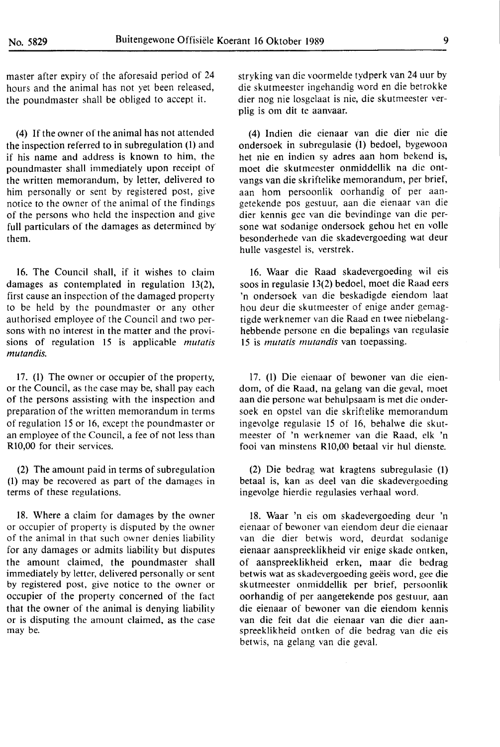master after expiry of the aforesaid period of 24 hours and the animal has not yet been released, the poundmaster shall be obliged to accept it.

(4) If the owner of the animal has not attended the inspection referred to in subregulation (1) and if his name and address is known to him, the poundmaster shall immediately upon receipt of the written memorandum, by letter, delivered to him personally or sent by registered post, give notice to the owner of the animal of the findings of the persons who held the inspection and give full particulars of the damages as determined by them.

16. The Council shall, if it wishes to claim damages as contemplated in regulation 13(2), first cause an inspection of the damaged property to be held by the poundmaster or any other authorised employee of the Council and two persons with no interest in the matter and the provisions of regulation 15 is applicable *mutatis mutandis*.

17. (1) The owner or occupier of the property, or the Council, as the case may be, shall pay each of the persons assisting with the inspection and preparation of the written memorandum in terms of regulation 15 or 16, except the poundmaster or an employee of the Council, a fee of not less than R10,00 for their services.

(2) The amount paid in terms of subregulation (1) may be recovered as part of the damages in terms of these regulations.

18. Where a claim for damages by the owner or occupier of property is disputed by the owner of the animal in that such owner denies liability for any damages or admits liability but disputes the amount claimed, the poundmaster shall immediately by letter, delivered personally or sent by registered post, give notice to the owner or occupier of the property concerned of the fact that the owner of the animal is denying liability or is disputing the amount claimed, as the case may be.

stryking van die voormelde tydperk van 24 uur by die skutmeester ingehandig word en die betrokke dier nog nie losgelaat is nie, die skutmeester verplig is om dit te aanvaar.

(4) Indien die eienaar van die dier nie die ondersoek in subregulasie (1) bedoel, bygewoon het nie en indien sy adres aan hom bekend is, moet die skutmeester onmiddellik na die ontvangs van die skriftelike memorandum, per brief, aan hom persoonlik oorhandig of per aangetekende pos gestuur, aan die eienaar van die dier kennis gee van die bevindinge van die persone wat sodanige ondersoek gehou het en volle besonderhede van die skadevergoeding wat deur hulle vasgestel is, verstrek.

16. Waar die Raad skadevergoeding wil eis soos in regulasie 13(2) bedoel, moet die Raad eers 'n ondersoek van die beskadigde eiendom laat hou deur die skutmeester of enige ander gemagtigde werknemer van die Raad en twee niebelanghebbende persone en die bepalings van regulasie 15 is *mutatis mutandis* van toepassing.

17. (1) Die eienaar of bewoner van die eiendom, of die Raad, na gelang van die geval, moet aan die persone wat behulpsaam is met die ondersoek en opstel van die skriftelike memorandum ingevolge regulasie 15 of 16, behalwe die skutmeester of 'n werknemer van die Raad, elk 'n fooi van minstens R10,00 betaal vir hul dienste.

(2) Die bedrag wat kragtens subregulasie (1) betaal is, kan as deel van die skadevergoeding ingevolge hierdie regulasies verhaal word.

18. Waar 'n eis om skadevergoeding deur 'n eienaar of bewoner van eiendom deur die eienaar van die dier betwis word, deurdat sodanige eienaar aanspreeklikheid vir enige skade ontken, of aanspreeklikheid erken, maar die bedrag betwis wat as skadevergoeding geëis word, gee die skutmeester onmiddellik per brief, persoonlik oorhandig of per aangetekende pos gestuur, aan die eienaar of bewoner van die eiendom kennis van die feit dat die eienaar van die dier aanspreeklikheid ontken of die bedrag van die eis betwis, na gelang van die geval.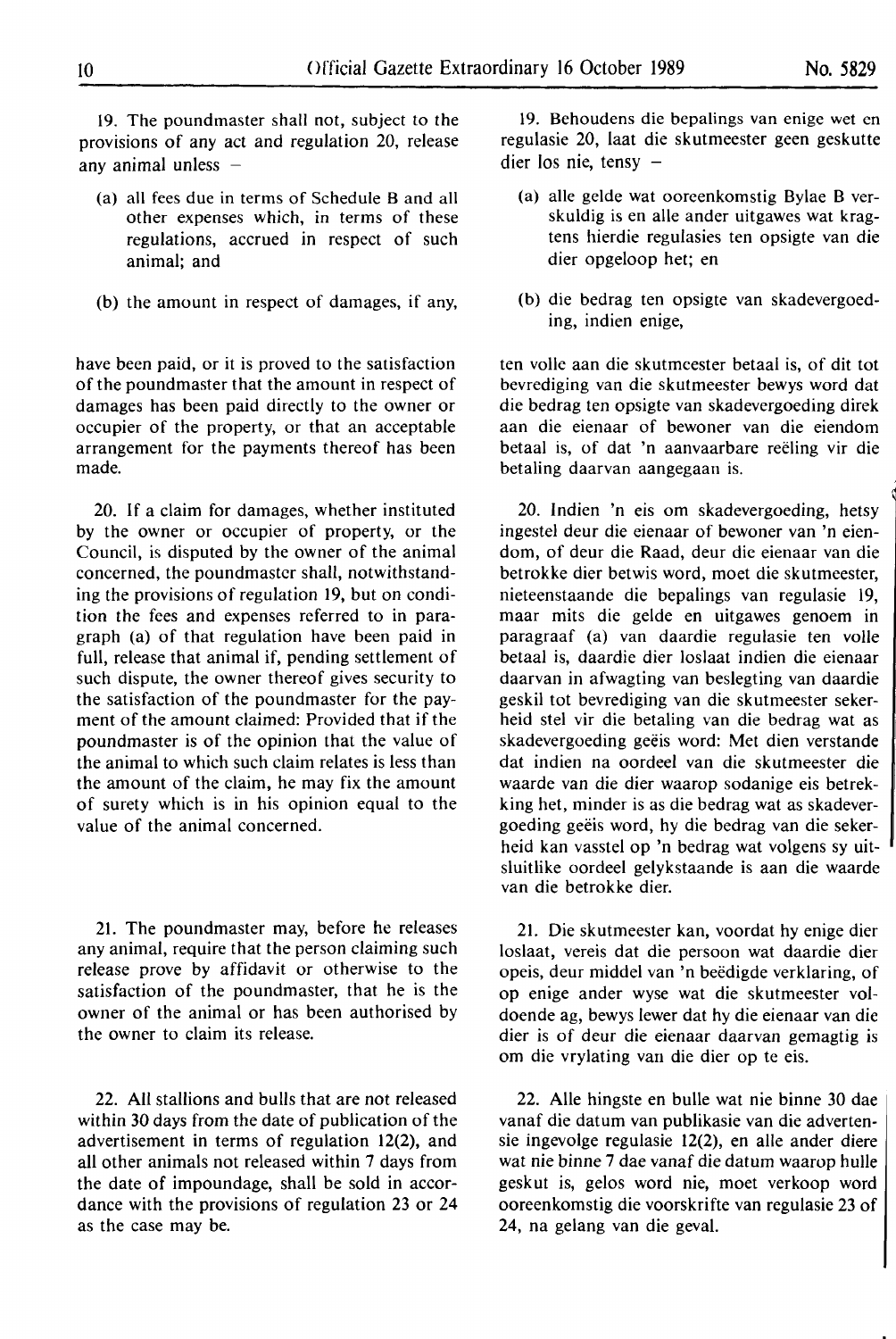19. The poundmaster shall not, subject to the provisions of any act and regulation 20, release any animal unless –

(a) all fees due in terms of Schedule B and all other expenses which, in terms of these regulations, accrued in respect of such animal; and

(b) the amount in respect of damages, if any,

have been paid, or it is proved to the satisfaction of the poundmaster that the amount in respect of damages has been paid directly to the owner or occupier of the property, or that an acceptable arrangement for the payments thereof has been made.

20. If a claim for damages, whether instituted by the owner or occupier of property, or the Council, is disputed by the owner of the animal concerned, the poundmaster shall, notwithstanding the provisions of regulation 19, but on condition the fees and expenses referred to in paragraph (a) of that regulation have been paid in full, release that animal if, pending settlement of such dispute, the owner thereof gives security to the satisfaction of the poundmaster for the payment of the amount claimed: Provided that if the poundmaster is of the opinion that the value of the animal to which such claim relates is less than the amount of the claim, he may fix the amount of surety which is in his opinion equal to the value of the animal concerned.

21. The poundmaster may, before he releases any animal, require that the person claiming such release prove by affidavit or otherwise to the satisfaction of the poundmaster, that he is the owner of the animal or has been authorised by the owner to claim its release.

22. All stallions and bulls that are not released within 30 days from the date of publication of the advertisement in terms of regulation 12(2), and all other animals not released within 7 days from the date of impoundage, shall be sold in accordance with the provisions of regulation 23 or 24 as the case may be.

19. Behoudens die bepalings van enige wet en regulasie 20, laat die skutmeester geen geskutte dier los nie, tensy –

(a) alle gelde wat ooreenkomstig Bylae B verskuldig is en alle ander uitgawes wat kragtens hierdie regulasies ten opsigte van die dier opgeloop het; en

(b) die bedrag ten opsigte van skadevergoeding, indien enige,

ten volle aan die skutmeester betaal is, of dit tot bevrediging van die skutmeester bewys word dat die bedrag ten opsigte van skadevergoeding direk aan die eienaar of bewoner van die eiendom betaal is, of dat 'n aanvaarbare reëling vir die betaling daarvan aangegaan is.

20. Indien 'n eis om skadevergoeding, hetsy ingestel deur die eienaar of bewoner van 'n eiendom, of deur die Raad, deur die eienaar van die betrokke dier betwis word, moet die skutmeester, nieteenstaande die bepalings van regulasie 19, maar mits die gelde en uitgawes genoem in paragraaf (a) van daardie regulasie ten volle betaal is, daardie dier loslaat indien die eienaar daarvan in afwagting van beslegting van daardie geskil tot bevrediging van die skutmeester sekerheid stel vir die betaling van die bedrag wat as skadevergoeding geëis word: Met dien verstande dat indien na oordeel van die skutmeester die waarde van die dier waarop sodanige eis betrekking het, minder is as die bedrag wat as skadevergoeding geëis word, hy die bedrag van die sekerheid kan vasstel op 'n bedrag wat volgens sy uitsluitlike oordeel gelykstaande is aan die waarde van die betrokke dier.

21. Die skutmeester kan, voordat hy enige dier loslaat, vereis dat die persoon wat daardie dier opeis, deur middel van 'n beëdigde verklaring, of op enige ander wyse wat die skutmeester voldoende ag, bewys lewer dat hy die eienaar van die dier is of deur die eienaar daarvan gemagtig is om die vrylating van die dier op te eis.

22. Alle hingste en bulle wat nie binne 30 dae vanaf die datum van publikasie van die advertensie ingevolge regulasie 12(2), en alle ander diere wat nie binne 7 dae vanaf die datum waarop hulle geskut is, gelos word nie, moet verkoop word ooreenkomstig die voorskrifte van regulasie 23 of 24, na gelang van die geval.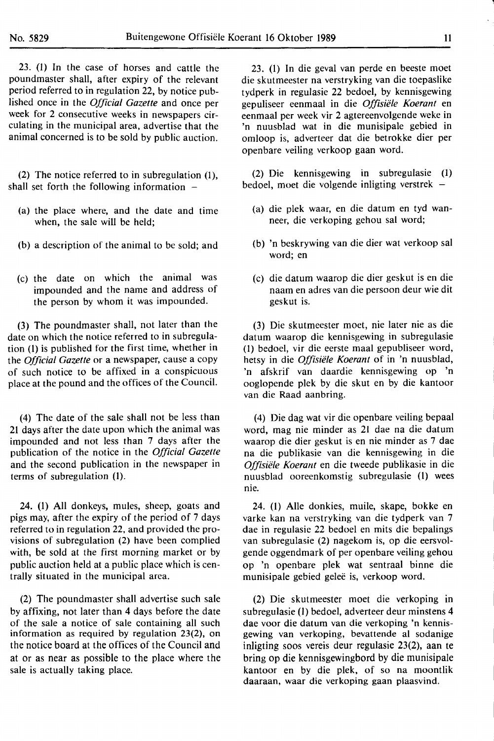23. (1) In the case of horses and cattle the poundmaster shall, after expiry of the relevant period referred to in regulation 22, by notice published once in the *Official Gazette* and once per week for 2 consecutive weeks in newspapers circulating in the municipal area, advertise that the animal concerned is to be sold by public auction.

(2) The notice referred to in subregulation (1), shall set forth the following information –

(a) the place where, and the date and time when, the sale will be held;

(b) a description of the animal to be sold; and

(c) the date on which the animal was impounded and the name and address of the person by whom it was impounded.

(3) The poundmaster shall, not later than the date on which the notice referred to in subregulation (1) is published for the first time, whether in the *Official Gazette* or a newspaper, cause a copy of such notice to be affixed in a conspicuous place at the pound and the offices of the Council.

(4) The date of the sale shall not be less than 21 days after the date upon which the animal was impounded and not less than 7 days after the publication of the notice in the *Official Gazette* and the second publication in the newspaper in terms of subregulation (1).

24. (1) All donkeys, mules, sheep, goats and pigs may, after the expiry of the period of 7 days referred to in regulation 22, and provided the provisions of subregulation (2) have been complied with, be sold at the first morning market or by public auction held at a public place which is centrally situated in the municipal area.

(2) The poundmaster shall advertise such sale by affixing, not later than 4 days before the date of the sale a notice of sale containing all such information as required by regulation 23(2), on the notice board at the offices of the Council and at or as near as possible to the place where the sale is actually taking place.

23. (1) In die geval van perde en beeste moet die skutmeester na verstryking van die toepaslike tydperk in regulasie 22 bedoel, by kennisgewing gepuliseer eenmaal in die *Offisiële Koerant* en eenmaal per week vir 2 agtereenvolgende weke in 'n nuusblad wat in die munisipale gebied in omloop is, adverteer dat die betrokke dier per openbare veiling verkoop gaan word.

(2) Die kennisgewing in subregulasie (1) bedoel, moet die volgende inligting verstrek –

(a) die plek waar, en die datum en tyd wanneer, die verkoping gehou sal word;

(b) 'n beskrywing van die dier wat verkoop sal word; en

(c) die datum waarop die dier geskut is en die naam en adres van die persoon deur wie dit geskut is.

(3) Die skutmeester moet, nie later nie as die datum waarop die kennisgewing in subregulasie (1) bedoel, vir die eerste maal gepubliseer word, hetsy in die *Offisiële Koerant* of in 'n nuusblad, 'n afskrif van daardie kennisgewing op 'n ooglopende plek by die skut en by die kantoor van die Raad aanbring.

(4) Die dag wat vir die openbare veiling bepaal word, mag nie minder as 21 dae na die datum waarop die dier geskut is en nie minder as 7 dae na die publikasie van die kennisgewing in die *Offisiële Koerant* en die tweede publikasie in die nuusblad ooreenkomstig subregulasie (1) wees nie.

24. (1) Alle donkies, muile, skape, bokke en varke kan na verstryking van die tydperk van 7 dae in regulasie 22 bedoel en mits die bepalings van subregulasie (2) nagekom is, op die eersvolgende oggendmark of per openbare veiling gehou op 'n openbare plek wat sentraal binne die munisipale gebied geleë is, verkoop word.

(2) Die skutmeester moet die verkoping in subregulasie (1) bedoel, adverteer deur minstens 4 dae voor die datum van die verkoping 'n kennisgewing van verkoping, bevattende al sodanige inligting soos vereis deur regulasie 23(2), aan te bring op die kennisgewingbord by die munisipale kantoor en by die plek, of so na moontlik daaraan, waar die verkoping gaan plaasvind.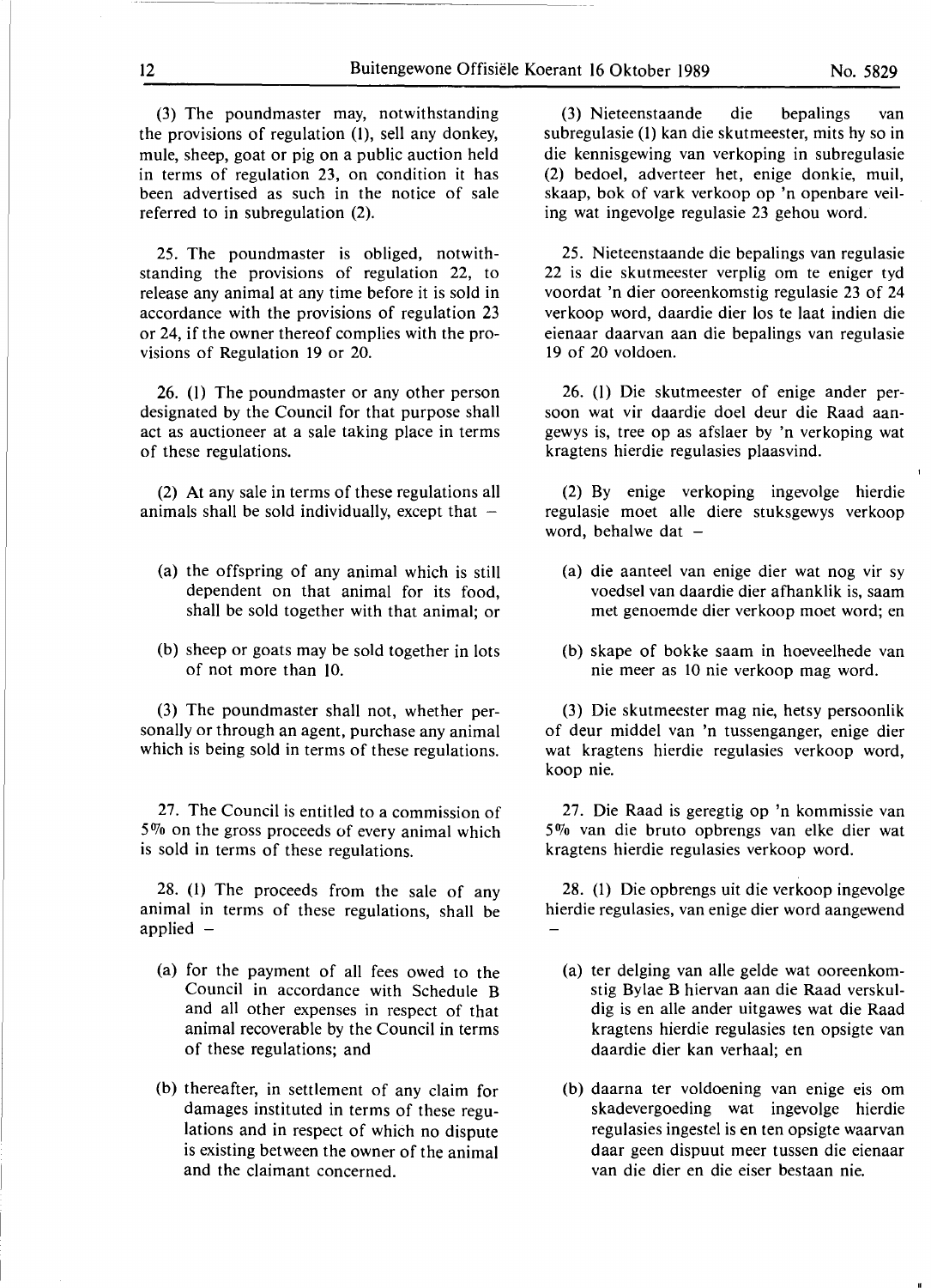(3) The poundmaster may, notwithstanding the provisions of regulation (1), sell any donkey, mule, sheep, goat or pig on a public auction held in terms of regulation 23, on condition it has been advertised as such in the notice of sale referred to in subregulation (2).

25. The poundmaster is obliged, notwithstanding the provisions of regulation 22, to release any animal at any time before it is sold in accordance with the provisions of regulation 23 or 24, if the owner thereof complies with the provisions of Regulation 19 or 20.

26. (1) The poundmaster or any other person designated by the Council for that purpose shall act as auctioneer at a sale taking place in terms of these regulations.

(2) At any sale in terms of these regulations all animals shall be sold individually, except that –

(a) the offspring of any animal which is still dependent on that animal for its food, shall be sold together with that animal; or

(b) sheep or goats may be sold together in lots of not more than 10.

(3) The poundmaster shall not, whether personally or through an agent, purchase any animal which is being sold in terms of these regulations.

27. The Council is entitled to a commission of 5% on the gross proceeds of every animal which is sold in terms of these regulations.

28. (1) The proceeds from the sale of any animal in terms of these regulations, shall be applied –

(a) for the payment of all fees owed to the Council in accordance with Schedule B and all other expenses in respect of that animal recoverable by the Council in terms of these regulations; and

(b) thereafter, in settlement of any claim for damages instituted in terms of these regulations and in respect of which no dispute is existing between the owner of the animal and the claimant concerned.

(3) Nieteenstaande die bepalings van subregulasie (1) kan die skutmeester, mits hy so in die kennisgewing van verkoping in subregulasie (2) bedoel, adverteer het, enige donkie, muil, skaap, bok of vark verkoop op 'n openbare veiling wat ingevolge regulasie 23 gehou word.

25. Nieteenstaande die bepalings van regulasie 22 is die skutmeester verplig om te eniger tyd voordat 'n dier ooreenkomstig regulasie 23 of 24 verkoop word, daardie dier los te laat indien die eienaar daarvan aan die bepalings van regulasie 19 of 20 voldoen.

26. (1) Die skutmeester of enige ander persoon wat vir daardie doel deur die Raad aangewys is, tree op as afslaer by 'n verkoping wat kragtens hierdie regulasies plaasvind.

(2) By enige verkoping ingevolge hierdie regulasie moet alle diere stuksgewys verkoop word, behalwe dat –

(a) die aanteel van enige dier wat nog vir sy voedsel van daardie dier afhanklik is, saam met genoemde dier verkoop moet word; en

(b) skape of bokke saam in hoeveelhede van nie meer as 10 nie verkoop mag word.

(3) Die skutmeester mag nie, hetsy persoonlik of deur middel van 'n tussenganger, enige dier wat kragtens hierdie regulasies verkoop word, koop nie.

27. Die Raad is geregtig op 'n kommissie van 5% van die bruto opbrengs van elke dier wat kragtens hierdie regulasies verkoop word.

28. (1) Die opbrengs uit die verkoop ingevolge hierdie regulasies, van enige dier word aangewend –

(a) ter delging van alle gelde wat ooreenkomstig Bylae B hiervan aan die Raad verskuldig is en alle ander uitgawes wat die Raad kragtens hierdie regulasies ten opsigte van daardie dier kan verhaal; en

(b) daarna ter voldoening van enige eis om skadevergoeding wat ingevolge hierdie regulasies ingestel is en ten opsigte waarvan daar geen dispuut meer tussen die eienaar van die dier en die eiser bestaan nie.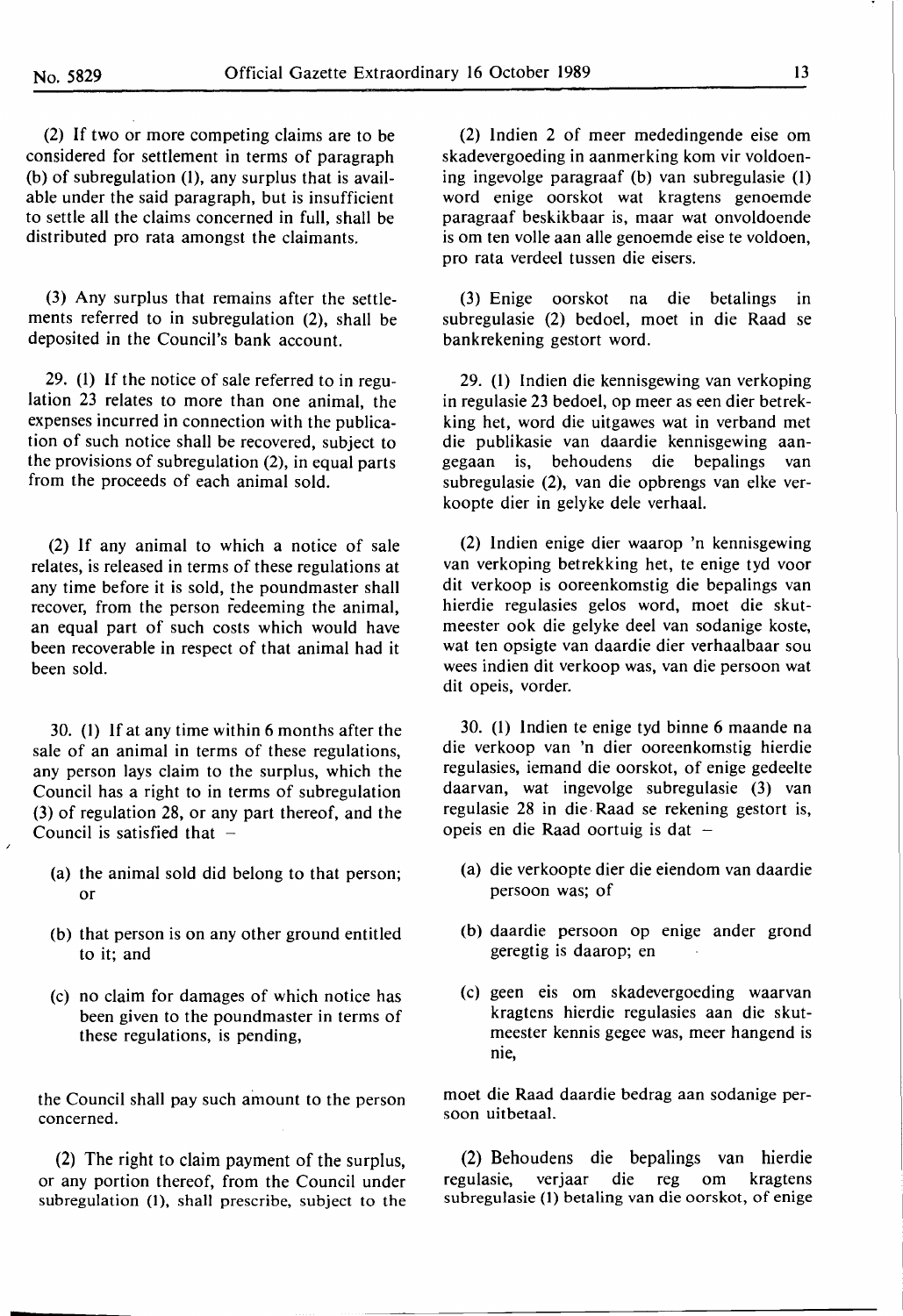(2) If two or more competing claims are to be considered for settlement in terms of paragraph (b) of subregulation (1), any surplus that is available under the said paragraph, but is insufficient to settle all the claims concerned in full, shall be distributed pro rata amongst the claimants.

(3) Any surplus that remains after the settlements referred to in subregulation (2), shall be deposited in the Council's bank account.

29. (1) If the notice of sale referred to in regulation 23 relates to more than one animal, the expenses incurred in connection with the publication of such notice shall be recovered, subject to the provisions of subregulation (2), in equal parts from the proceeds of each animal sold.

(2) If any animal to which a notice of sale relates, is released in terms of these regulations at any time before it is sold, the poundmaster shall recover, from the person redeeming the animal, an equal part of such costs which would have been recoverable in respect of that animal had it been sold.

30. (1) If at any time within 6 months after the sale of an animal in terms of these regulations, any person lays claim to the surplus, which the Council has a right to in terms of subregulation (3) of regulation 28, or any part thereof, and the Council is satisfied that –

(a) the animal sold did belong to that person; or

(b) that person is on any other ground entitled to it; and

(c) no claim for damages of which notice has been given to the poundmaster in terms of these regulations, is pending,

the Council shall pay such amount to the person concerned.

(2) The right to claim payment of the surplus, or any portion thereof, from the Council under subregulation (1), shall prescribe, subject to the

(2) Indien 2 of meer mededingende eise om skadevergoeding in aanmerking kom vir voldoening ingevolge paragraaf (b) van subregulasie (1) word enige oorskot wat kragtens genoemde paragraaf beskikbaar is, maar wat onvoldoende is om ten volle aan alle genoemde eise te voldoen, pro rata verdeel tussen die eisers.

(3) Enige oorskot na die betalings in subregulasie (2) bedoel, moet in die Raad se bankrekening gestort word.

29. (1) Indien die kennisgewing van verkoping in regulasie 23 bedoel, op meer as een dier betrekking het, word die uitgawes wat in verband met die publikasie van daardie kennisgewing aangegaan is, behoudens die bepalings van subregulasie (2), van die opbrengs van elke verkoopte dier in gelyke dele verhaal.

(2) Indien enige dier waarop 'n kennisgewing van verkoping betrekking het, te enige tyd voor dit verkoop is ooreenkomstig die bepalings van hierdie regulasies gelos word, moet die skutmeester ook die gelyke deel van sodanige koste, wat ten opsigte van daardie dier verhaalbaar sou wees indien dit verkoop was, van die persoon wat dit opeis, vorder.

30. (1) Indien te enige tyd binne 6 maande na die verkoop van 'n dier ooreenkomstig hierdie regulasies, iemand die oorskot, of enige gedeelte daarvan, wat ingevolge subregulasie (3) van regulasie 28 in die Raad se rekening gestort is, opeis en die Raad oortuig is dat –

(a) die verkoopte dier die eiendom van daardie persoon was; of

(b) daardie persoon op enige ander grond geregtig is daarop; en

(c) geen eis om skadevergoeding waarvan kragtens hierdie regulasies aan die skutmeester kennis gegee was, meer hangend is nie,

moet die Raad daardie bedrag aan sodanige persoon uitbetaal.

(2) Behoudens die bepalings van hierdie regulasie, verjaar die reg om kragtens subregulasie (1) betaling van die oorskot, of enige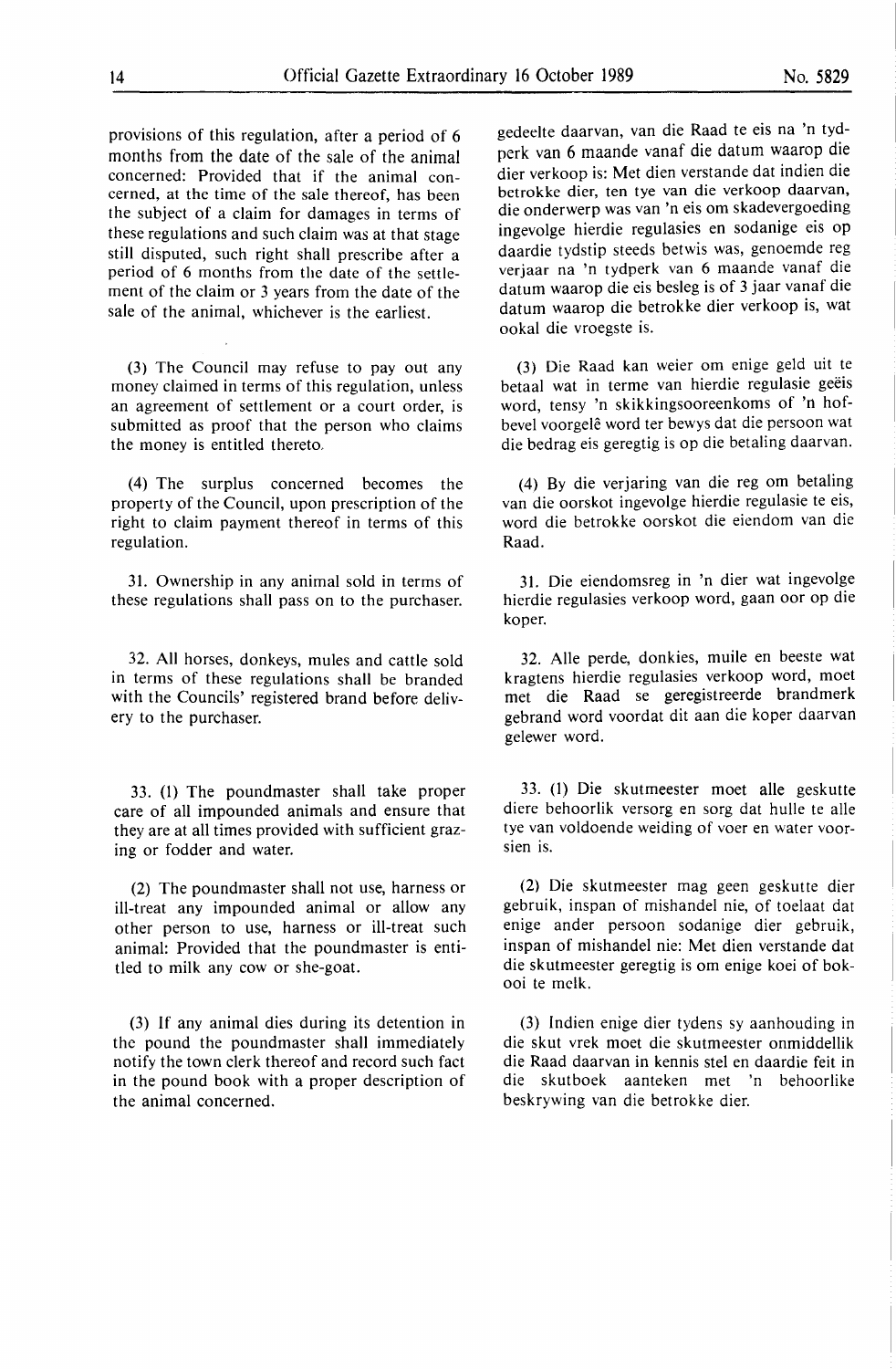provisions of this regulation, after a period of 6 months from the date of the sale of the animal concerned: Provided that if the animal concerned, at the time of the sale thereof, has been the subject of a claim for damages in terms of these regulations and such claim was at that stage still disputed, such right shall prescribe after a period of 6 months from the date of the settlement of the claim or 3 years from the date of the sale of the animal, whichever is the earliest.

(3) The Council may refuse to pay out any money claimed in terms of this regulation, unless an agreement of settlement or a court order, is submitted as proof that the person who claims the money is entitled thereto.

(4) The surplus concerned becomes the property of the Council, upon prescription of the right to claim payment thereof in terms of this regulation.

31. Ownership in any animal sold in terms of these regulations shall pass on to the purchaser.

32. All horses, donkeys, mules and cattle sold in terms of these regulations shall be branded with the Councils' registered brand before delivery to the purchaser.

33. (1) The poundmaster shall take proper care of all impounded animals and ensure that they are at all times provided with sufficient grazing or fodder and water.

(2) The poundmaster shall not use, harness or ill-treat any impounded animal or allow any other person to use, harness or ill-treat such animal: Provided that the poundmaster is entitled to milk any cow or she-goat.

(3) If any animal dies during its detention in the pound the poundmaster shall immediately notify the town clerk thereof and record such fact in the pound book with a proper description of the animal concerned.

gedeelte daarvan, van die Raad te eis na 'n tydperk van 6 maande vanaf die datum waarop die dier verkoop is: Met dien verstande dat indien die betrokke dier, ten tye van die verkoop daarvan, die onderwerp was van 'n eis om skadevergoeding ingevolge hierdie regulasies en sodanige eis op daardie tydstip steeds betwis was, genoemde reg verjaar na 'n tydperk van 6 maande vanaf die datum waarop die eis besleg is of 3 jaar vanaf die datum waarop die betrokke dier verkoop is, wat ookal die vroegste is.

(3) Die Raad kan weier om enige geld uit te betaal wat in terme van hierdie regulasie geëis word, tensy 'n skikkingsooreenkoms of 'n hofbevel voorgelê word ter bewys dat die persoon wat die bedrag eis geregtig is op die betaling daarvan.

(4) By die verjaring van die reg om betaling van die oorskot ingevolge hierdie regulasie te eis, word die betrokke oorskot die eiendom van die Raad.

31. Die eiendomsreg in 'n dier wat ingevolge hierdie regulasies verkoop word, gaan oor op die koper.

32. Alle perde, donkies, muile en beeste wat kragtens hierdie regulasies verkoop word, moet met die Raad se geregistreerde brandmerk gebrand word voordat dit aan die koper daarvan gelewer word.

33. (1) Die skutmeester moet alle geskutte diere behoorlik versorg en sorg dat hulle te alle tye van voldoende weiding of voer en water voorsien is.

(2) Die skutmeester mag geen geskutte dier gebruik, inspan of mishandel nie, of toelaat dat enige ander persoon sodanige dier gebruik, inspan of mishandel nie: Met dien verstande dat die skutmeester geregtig is om enige koei of bokooi te melk.

(3) Indien enige dier tydens sy aanhouding in die skut vrek moet die skutmeester onmiddellik die Raad daarvan in kennis stel en daardie feit in die skutboek aanteken met 'n behoorlike beskrywing van die betrokke dier.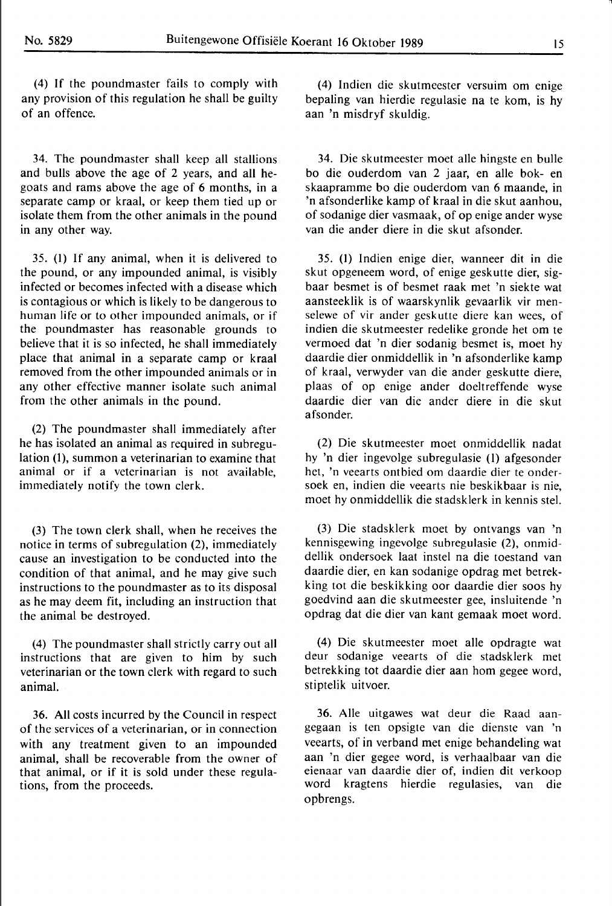(4) If the poundmaster fails to comply with any provision of this regulation he shall be guilty of an offence.

34. The poundmaster shall keep all stallions and bulls above the age of 2 years, and all he-goats and rams above the age of 6 months, in a separate camp or kraal, or keep them tied up or isolate them from the other animals in the pound in any other way.

35. (1) If any animal, when it is delivered to the pound, or any impounded animal, is visibly infected or becomes infected with a disease which is contagious or which is likely to be dangerous to human life or to other impounded animals, or if the poundmaster has reasonable grounds to believe that it is so infected, he shall immediately place that animal in a separate camp or kraal removed from the other impounded animals or in any other effective manner isolate such animal from the other animals in the pound.

(2) The poundmaster shall immediately after he has isolated an animal as required in subregulation (1), summon a veterinarian to examine that animal or if a veterinarian is not available, immediately notify the town clerk.

(3) The town clerk shall, when he receives the notice in terms of subregulation (2), immediately cause an investigation to be conducted into the condition of that animal, and he may give such instructions to the poundmaster as to its disposal as he may deem fit, including an instruction that the animal be destroyed.

(4) The poundmaster shall strictly carry out all instructions that are given to him by such veterinarian or the town clerk with regard to such animal.

36. All costs incurred by the Council in respect of the services of a veterinarian, or in connection with any treatment given to an impounded animal, shall be recoverable from the owner of that animal, or if it is sold under these regulations, from the proceeds.

(4) Indien die skutmeester versuim om enige bepaling van hierdie regulasie na te kom, is hy aan 'n misdryf skuldig.

34. Die skutmeester moet alle hingste en bulle bo die ouderdom van 2 jaar, en alle bok- en skaapramme bo die ouderdom van 6 maande, in 'n afsonderlike kamp of kraal in die skut aanhou, of sodanige dier vasmaak, of op enige ander wyse van die ander diere in die skut afsonder.

35. (1) Indien enige dier, wanneer dit in die skut opgeneem word, of enige geskutte dier, sigbaar besmet is of besmet raak met 'n siekte wat aansteeklik is of waarskynlik gevaarlik vir menselewe of vir ander geskutte diere kan wees, of indien die skutmeester redelike gronde het om te vermoed dat 'n dier sodanig besmet is, moet hy daardie dier onmiddellik in 'n afsonderlike kamp of kraal, verwyder van die ander geskutte diere, plaas of op enige ander doeltreffende wyse daardie dier van die ander diere in die skut afsonder.

(2) Die skutmeester moet onmiddellik nadat hy 'n dier ingevolge subregulasie (1) afgesonder het, 'n veearts ontbied om daardie dier te ondersoek en, indien die veearts nie beskikbaar is nie, moet hy onmiddellik die stadsklerk in kennis stel.

(3) Die stadsklerk moet by ontvangs van 'n kennisgewing ingevolge subregulasie (2), onmiddellik ondersoek laat instel na die toestand van daardie dier, en kan sodanige opdrag met betrekking tot die beskikking oor daardie dier soos hy goedvind aan die skutmeester gee, insluitende 'n opdrag dat die dier van kant gemaak moet word.

(4) Die skutmeester moet alle opdragte wat deur sodanige veearts of die stadsklerk met betrekking tot daardie dier aan hom gegee word, stiptelik uitvoer.

36. Alle uitgawes wat deur die Raad aangegaan is ten opsigte van die dienste van 'n veearts, of in verband met enige behandeling wat aan 'n dier gegee word, is verhaalbaar van die eienaar van daardie dier of, indien dit verkoop word kragtens hierdie regulasies, van die opbrengs.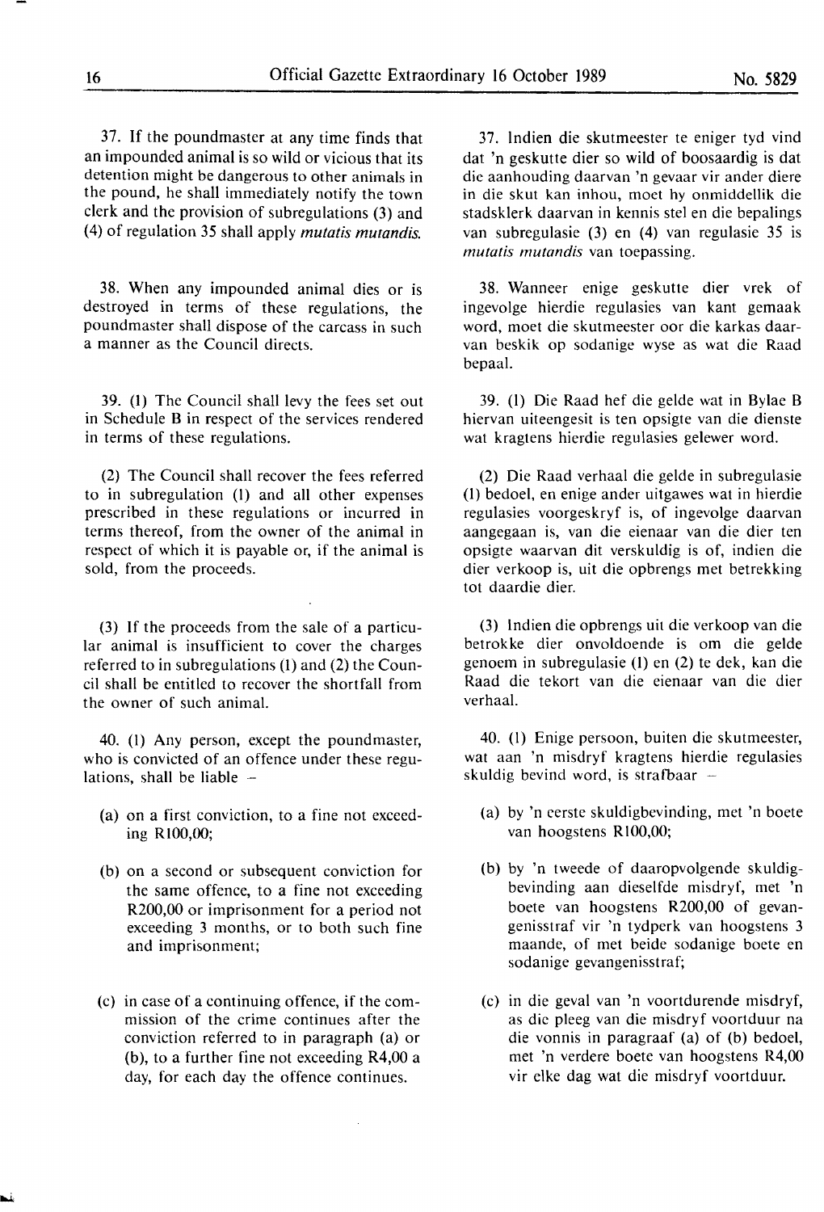37. If the poundmaster at any time finds that an impounded animal is so wild or vicious that its detention might be dangerous to other animals in the pound, he shall immediately notify the town clerk and the provision of subregulations (3) and (4) of regulation 35 shall apply *mutatis mutandis.*

38. When any impounded animal dies or is destroyed in terms of these regulations, the poundmaster shall dispose of the carcass in such a manner as the Council directs.

39. (1) The Council shall levy the fees set out in Schedule B in respect of the services rendered in terms of these regulations.

(2) The Council shall recover the fees referred to in subregulation (1) and all other expenses prescribed in these regulations or incurred in terms thereof, from the owner of the animal in respect of which it is payable or, if the animal is sold, from the proceeds.

(3) If the proceeds from the sale of a particular animal is insufficient to cover the charges referred to in subregulations (1) and (2) the Council shall be entitled to recover the shortfall from the owner of such animal.

40. (1) Any person, except the poundmaster, who is convicted of an offence under these regulations, shall be liable –

(a) on a first conviction, to a fine not exceeding R100,00;

(b) on a second or subsequent conviction for the same offence, to a fine not exceeding R200,00 or imprisonment for a period not exceeding 3 months, or to both such fine and imprisonment;

(c) in case of a continuing offence, if the commission of the crime continues after the conviction referred to in paragraph (a) or (b), to a further fine not exceeding R4,00 a day, for each day the offence continues.

37. Indien die skutmeester te eniger tyd vind dat 'n geskutte dier so wild of boosaardig is dat die aanhouding daarvan 'n gevaar vir ander diere in die skut kan inhou, moet hy onmiddellik die stadsklerk daarvan in kennis stel en die bepalings van subregulasie (3) en (4) van regulasie 35 is *mutatis mutandis* van toepassing.

38. Wanneer enige geskutte dier vrek of ingevolge hierdie regulasies van kant gemaak word, moet die skutmeester oor die karkas daarvan beskik op sodanige wyse as wat die Raad bepaal.

39. (1) Die Raad hef die gelde wat in Bylae B hiervan uiteengesit is ten opsigte van die dienste wat kragtens hierdie regulasies gelewer word.

(2) Die Raad verhaal die gelde in subregulasie (1) bedoel, en enige ander uitgawes wat in hierdie regulasies voorgeskryf is, of ingevolge daarvan aangegaan is, van die eienaar van die dier ten opsigte waarvan dit verskuldig is of, indien die dier verkoop is, uit die opbrengs met betrekking tot daardie dier.

(3) Indien die opbrengs uit die verkoop van die betrokke dier onvoldoende is om die gelde genoem in subregulasie (1) en (2) te dek, kan die Raad die tekort van die eienaar van die dier verhaal.

40. (1) Enige persoon, buiten die skutmeester, wat aan 'n misdryf kragtens hierdie regulasies skuldig bevind word, is strafbaar –

(a) by 'n eerste skuldigbevinding, met 'n boete van hoogstens R100,00;

(b) by 'n tweede of daaropvolgende skuldigbevinding aan dieselfde misdryf, met 'n boete van hoogstens R200,00 of gevangenisstraf vir 'n tydperk van hoogstens 3 maande, of met beide sodanige boete en sodanige gevangenisstraf;

(c) in die geval van 'n voortdurende misdryf, as die pleeg van die misdryf voortduur na die vonnis in paragraaf (a) of (b) bedoel, met 'n verdere boete van hoogstens R4,00 vir elke dag wat die misdryf voortduur.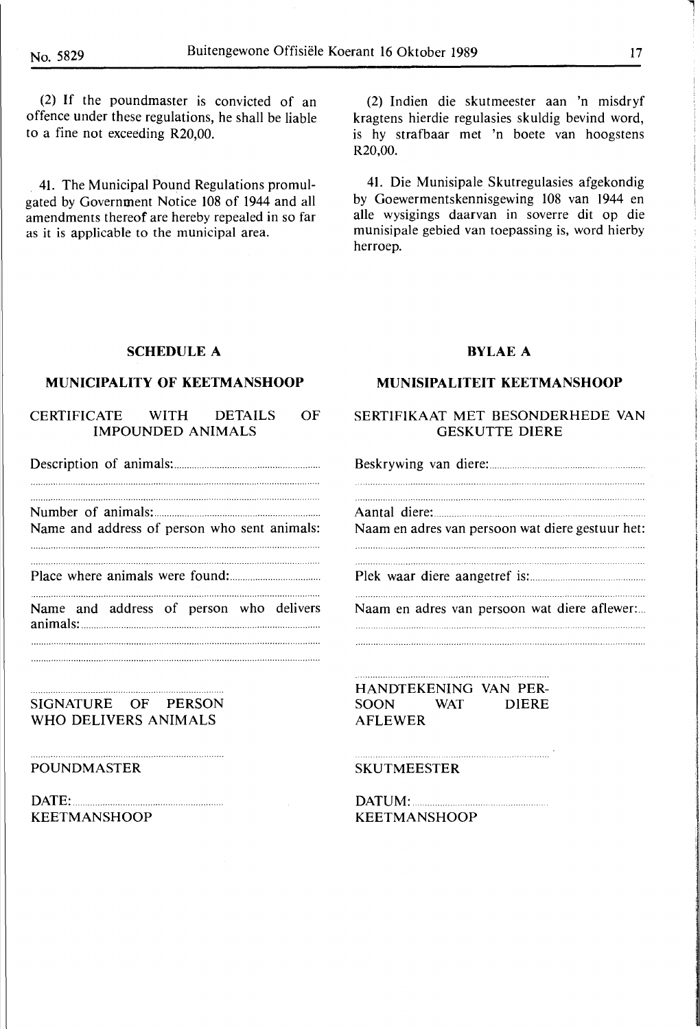(2) If the poundmaster is convicted of an offence under these regulations, he shall be liable to a fine not exceeding R20,00.

41. The Municipal Pound Regulations promulgated by Government Notice 108 of 1944 and all amendments thereof are hereby repealed in so far as it is applicable to the municipal area.

(2) Indien die skutmeester aan 'n misdryf kragtens hierdie regulasies skuldig bevind word, is hy strafbaar met 'n boete van hoogstens R20,00.

41. Die Munisipale Skutregulasies afgekondig by Goewermentskennisgewing 108 van 1944 en alle wysigings daarvan in soverre dit op die munisipale gebied van toepassing is, word hierby herroep.

## SCHEDULE A

### MUNICIPALITY OF KEETMANSHOOP

CERTIFICATE WITH DETAILS OF IMPOUNDED ANIMALS

Description of animals: ..................................................

..................................................

..................................................

Number of animals: ..................................................

Name and address of person who sent animals:

..................................................

..................................................

Place where animals were found: ..................................................

..................................................

Name and address of person who delivers animals: ..................................................

..................................................

..................................................

..................................................
SIGNATURE OF PERSON WHO DELIVERS ANIMALS

..................................................
POUNDMASTER

DATE: ..................................................
KEETMANSHOOP

## BYLAE A

### MUNISIPALITEIT KEETMANSHOOP

SERTIFIKAAT MET BESONDERHEDE VAN GESKUTTE DIERE

Beskrywing van diere: ..................................................

..................................................

..................................................

Aantal diere: ..................................................

Naam en adres van persoon wat diere gestuur het:

..................................................

..................................................

Plek waar diere aangetref is: ..................................................

..................................................

Naam en adres van persoon wat diere aflewer: ..................................................

..................................................

..................................................

..................................................
HANDTEKENING VAN PERSOON WAT DIERE AFLEWER

..................................................
SKUTMEESTER

DATUM: ..................................................
KEETMANSHOOP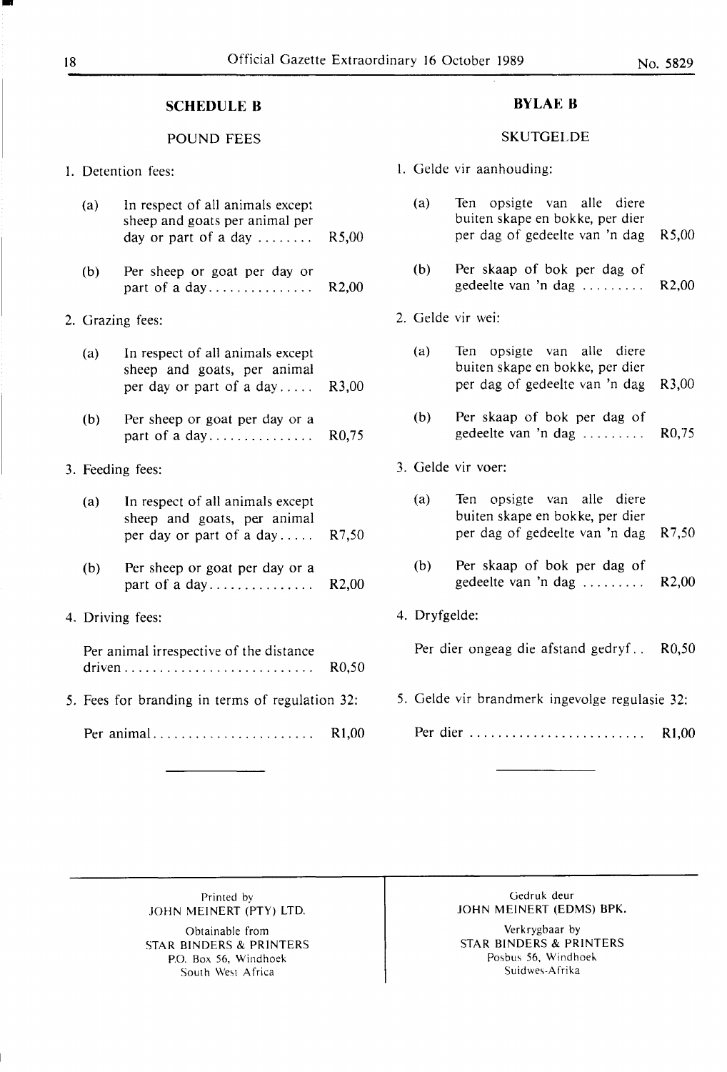## SCHEDULE B

### POUND FEES

1. Detention fees:

   (a) In respect of all animals except sheep and goats per animal per day or part of a day ........ R5,00

   (b) Per sheep or goat per day or part of a day............... R2,00

2. Grazing fees:

   (a) In respect of all animals except sheep and goats, per animal per day or part of a day..... R3,00

   (b) Per sheep or goat per day or a part of a day............... R0,75

3. Feeding fees:

   (a) In respect of all animals except sheep and goats, per animal per day or part of a day..... R7,50

   (b) Per sheep or goat per day or a part of a day............... R2,00

4. Driving fees:

   Per animal irrespective of the distance driven........................... R0,50

5. Fees for branding in terms of regulation 32:

   Per animal........................ R1,00

---

## BYLAE B

### SKUTGELDE

1. Gelde vir aanhouding:

   (a) Ten opsigte van alle diere buiten skape en bokke, per dier per dag of gedeelte van 'n dag R5,00

   (b) Per skaap of bok per dag of gedeelte van 'n dag ......... R2,00

2. Gelde vir wei:

   (a) Ten opsigte van alle diere buiten skape en bokke, per dier per dag of gedeelte van 'n dag R3,00

   (b) Per skaap of bok per dag of gedeelte van 'n dag ......... R0,75

3. Gelde vir voer:

   (a) Ten opsigte van alle diere buiten skape en bokke, per dier per dag of gedeelte van 'n dag R7,50

   (b) Per skaap of bok per dag of gedeelte van 'n dag ......... R2,00

4. Dryfgelde:

   Per dier ongeag die afstand gedryf.. R0,50

5. Gelde vir brandmerk ingevolge regulasie 32:

   Per dier ......................... R1,00

---

Printed by
JOHN MEINERT (PTY) LTD.
Obtainable from
STAR BINDERS & PRINTERS
P.O. Box 56, Windhoek
South West Africa

Gedruk deur
JOHN MEINERT (EDMS) BPK.
Verkrygbaar by
STAR BINDERS & PRINTERS
Posbus 56, Windhoek
Suidwes-Afrika